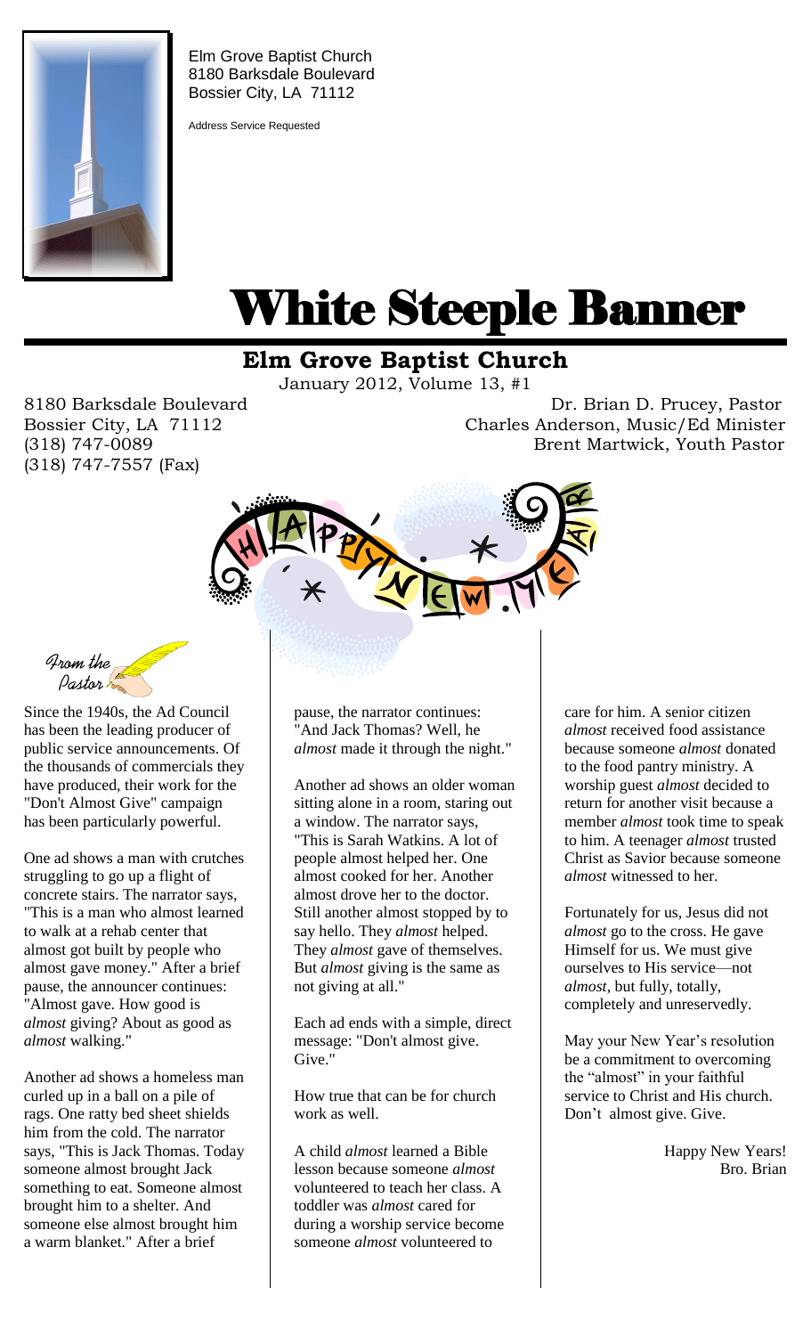Elm Grove Baptist Church
8180 Barksdale Boulevard
Bossier City, LA 71112

Address Service Requested

# White Steeple Banner

## Elm Grove Baptist Church

January 2012, Volume 13, #1

8180 Barksdale Boulevard
Bossier City, LA 71112
(318) 747-0089
(318) 747-7557 (Fax)

Dr. Brian D. Prucey, Pastor
Charles Anderson, Music/Ed Minister
Brent Martwick, Youth Pastor

HAPPY NEW YEAR

### From the Pastor

Since the 1940s, the Ad Council has been the leading producer of public service announcements. Of the thousands of commercials they have produced, their work for the "Don't Almost Give" campaign has been particularly powerful.

One ad shows a man with crutches struggling to go up a flight of concrete stairs. The narrator says, "This is a man who almost learned to walk at a rehab center that almost got built by people who almost gave money." After a brief pause, the announcer continues: "Almost gave. How good is *almost* giving? About as good as *almost* walking."

Another ad shows a homeless man curled up in a ball on a pile of rags. One ratty bed sheet shields him from the cold. The narrator says, "This is Jack Thomas. Today someone almost brought Jack something to eat. Someone almost brought him to a shelter. And someone else almost brought him a warm blanket." After a brief pause, the narrator continues: "And Jack Thomas? Well, he *almost* made it through the night."

Another ad shows an older woman sitting alone in a room, staring out a window. The narrator says, "This is Sarah Watkins. A lot of people almost helped her. One almost cooked for her. Another almost drove her to the doctor. Still another almost stopped by to say hello. They *almost* helped. They *almost* gave of themselves. But *almost* giving is the same as not giving at all."

Each ad ends with a simple, direct message: "Don't almost give. Give."

How true that can be for church work as well.

A child *almost* learned a Bible lesson because someone *almost* volunteered to teach her class. A toddler was *almost* cared for during a worship service become someone *almost* volunteered to care for him. A senior citizen *almost* received food assistance because someone *almost* donated to the food pantry ministry. A worship guest *almost* decided to return for another visit because a member *almost* took time to speak to him. A teenager *almost* trusted Christ as Savior because someone *almost* witnessed to her.

Fortunately for us, Jesus did not *almost* go to the cross. He gave Himself for us. We must give ourselves to His service—not *almost*, but fully, totally, completely and unreservedly.

May your New Year's resolution be a commitment to overcoming the "almost" in your faithful service to Christ and His church. Don't almost give. Give.

Happy New Years!
Bro. Brian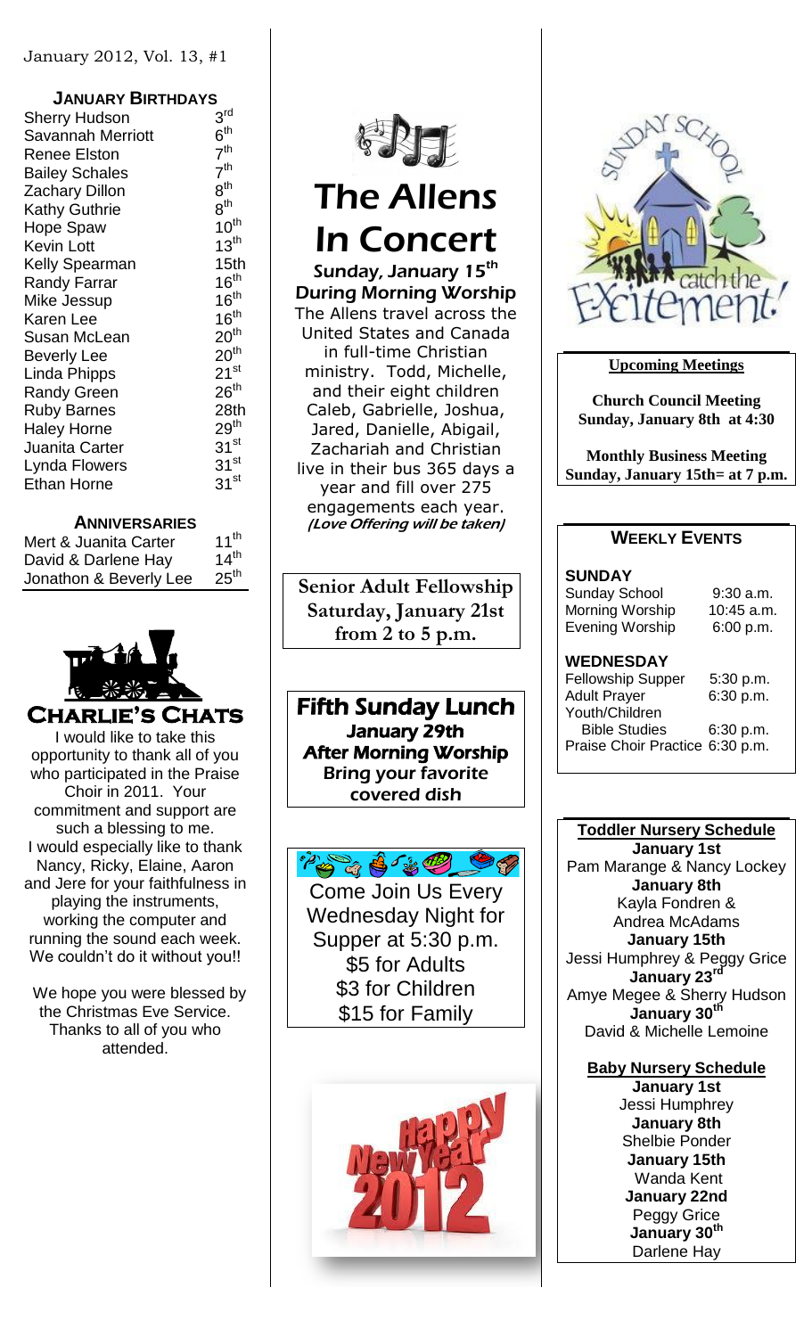January 2012, Vol. 13, #1

## JANUARY BIRTHDAYS

| | |
|---|---|
| Sherry Hudson | 3rd |
| Savannah Merriott | 6th |
| Renee Elston | 7th |
| Bailey Schales | 7th |
| Zachary Dillon | 8th |
| Kathy Guthrie | 8th |
| Hope Spaw | 10th |
| Kevin Lott | 13th |
| Kelly Spearman | 15th |
| Randy Farrar | 16th |
| Mike Jessup | 16th |
| Karen Lee | 16th |
| Susan McLean | 20th |
| Beverly Lee | 20th |
| Linda Phipps | 21st |
| Randy Green | 26th |
| Ruby Barnes | 28th |
| Haley Horne | 29th |
| Juanita Carter | 31st |
| Lynda Flowers | 31st |
| Ethan Horne | 31st |

## ANNIVERSARIES

| | |
|---|---|
| Mert & Juanita Carter | 11th |
| David & Darlene Hay | 14th |
| Jonathon & Beverly Lee | 25th |

## CHARLIE'S CHATS

I would like to take this opportunity to thank all of you who participated in the Praise Choir in 2011. Your commitment and support are such a blessing to me. I would especially like to thank Nancy, Ricky, Elaine, Aaron and Jere for your faithfulness in playing the instruments, working the computer and running the sound each week. We couldn't do it without you!!

We hope you were blessed by the Christmas Eve Service. Thanks to all of you who attended.

# The Allens In Concert

*Sunday, January 15th*
*During Morning Worship*

The Allens travel across the United States and Canada in full-time Christian ministry. Todd, Michelle, and their eight children Caleb, Gabrielle, Joshua, Jared, Danielle, Abigail, Zachariah and Christian live in their bus 365 days a year and fill over 275 engagements each year.
***(Love Offering will be taken)***

**Senior Adult Fellowship**
**Saturday, January 21st**
**from 2 to 5 p.m.**

## Fifth Sunday Lunch

**January 29th**
**After Morning Worship**
**Bring your favorite covered dish**

Come Join Us Every Wednesday Night for Supper at 5:30 p.m.
$5 for Adults
$3 for Children
$15 for Family

Happy New Year 2012

Sunday School — catch the Excitement!

**Upcoming Meetings**

**Church Council Meeting**
**Sunday, January 8th at 4:30**

**Monthly Business Meeting**
**Sunday, January 15th= at 7 p.m.**

## WEEKLY EVENTS

**SUNDAY**

| | |
|---|---|
| Sunday School | 9:30 a.m. |
| Morning Worship | 10:45 a.m. |
| Evening Worship | 6:00 p.m. |

**WEDNESDAY**

| | |
|---|---|
| Fellowship Supper | 5:30 p.m. |
| Adult Prayer | 6:30 p.m. |
| Youth/Children Bible Studies | 6:30 p.m. |
| Praise Choir Practice | 6:30 p.m. |

**Toddler Nursery Schedule**

**January 1st**
Pam Marange & Nancy Lockey
**January 8th**
Kayla Fondren & Andrea McAdams
**January 15th**
Jessi Humphrey & Peggy Grice
**January 23rd**
Amye Megee & Sherry Hudson
**January 30th**
David & Michelle Lemoine

**Baby Nursery Schedule**

**January 1st**
Jessi Humphrey
**January 8th**
Shelbie Ponder
**January 15th**
Wanda Kent
**January 22nd**
Peggy Grice
**January 30th**
Darlene Hay